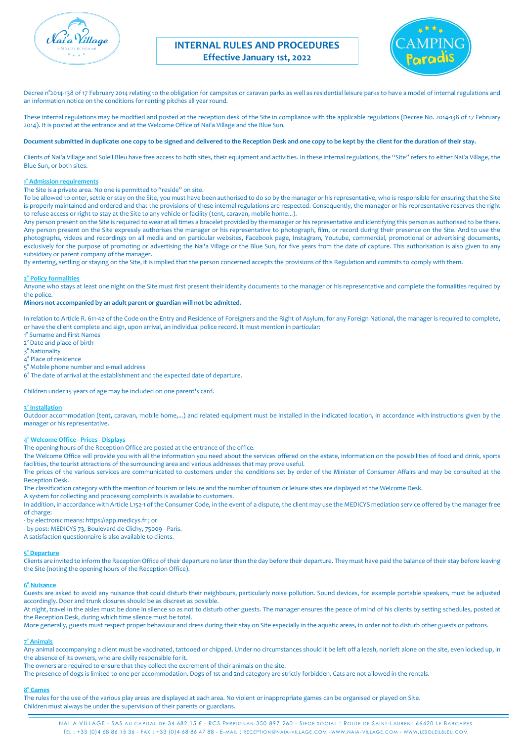# INTERNAL RULES AND PROCEDURES
## Effective January 1st, 2022

Decree n°2014-138 of 17 February 2014 relating to the obligation for campsites or caravan parks as well as residential leisure parks to have a model of internal regulations and an information notice on the conditions for renting pitches all year round.

These internal regulations may be modified and posted at the reception desk of the Site in compliance with the applicable regulations (Decree No. 2014-138 of 17 February 2014). It is posted at the entrance and at the Welcome Office of Nai'a Village and the Blue Sun.

**Document submitted in duplicate: one copy to be signed and delivered to the Reception Desk and one copy to be kept by the client for the duration of their stay.**

Clients of Nai'a Village and Soleil Bleu have free access to both sites, their equipment and activities. In these internal regulations, the "Site" refers to either Nai'a Village, the Blue Sun, or both sites.

### 1° Admission requirements

The Site is a private area. No one is permitted to "reside" on site.

To be allowed to enter, settle or stay on the Site, you must have been authorised to do so by the manager or his representative, who is responsible for ensuring that the Site is properly maintained and ordered and that the provisions of these internal regulations are respected. Consequently, the manager or his representative reserves the right to refuse access or right to stay at the Site to any vehicle or facility (tent, caravan, mobile home...).

Any person present on the Site is required to wear at all times a bracelet provided by the manager or his representative and identifying this person as authorised to be there. Any person present on the Site expressly authorises the manager or his representative to photograph, film, or record during their presence on the Site. And to use the photographs, videos and recordings on all media and on particular websites, Facebook page, Instagram, Youtube, commercial, promotional or advertising documents, exclusively for the purpose of promoting or advertising the Nai'a Village or the Blue Sun, for five years from the date of capture. This authorisation is also given to any subsidiary or parent company of the manager.

By entering, settling or staying on the Site, it is implied that the person concerned accepts the provisions of this Regulation and commits to comply with them.

### 2° Policy formalities

Anyone who stays at least one night on the Site must first present their identity documents to the manager or his representative and complete the formalities required by the police.

**Minors not accompanied by an adult parent or guardian will not be admitted.**

In relation to Article R. 611-42 of the Code on the Entry and Residence of Foreigners and the Right of Asylum, for any Foreign National, the manager is required to complete, or have the client complete and sign, upon arrival, an individual police record. It must mention in particular:

1° Surname and First Names
2° Date and place of birth
3° Nationality
4° Place of residence
5° Mobile phone number and e-mail address
6° The date of arrival at the establishment and the expected date of departure.

Children under 15 years of age may be included on one parent's card.

### 3° Installation

Outdoor accommodation (tent, caravan, mobile home,...) and related equipment must be installed in the indicated location, in accordance with instructions given by the manager or his representative.

### 4° Welcome Office - Prices - Displays

The opening hours of the Reception Office are posted at the entrance of the office.

The Welcome Office will provide you with all the information you need about the services offered on the estate, information on the possibilities of food and drink, sports facilities, the tourist attractions of the surrounding area and various addresses that may prove useful.

The prices of the various services are communicated to customers under the conditions set by order of the Minister of Consumer Affairs and may be consulted at the Reception Desk.

The classification category with the mention of tourism or leisure and the number of tourism or leisure sites are displayed at the Welcome Desk.

A system for collecting and processing complaints is available to customers.

In addition, in accordance with Article L152-1 of the Consumer Code, in the event of a dispute, the client may use the MEDICYS mediation service offered by the manager free of charge:

- by electronic means: https://app.medicys.fr ; or
- by post: MEDICYS 73, Boulevard de Clichy, 75009 - Paris.

A satisfaction questionnaire is also available to clients.

### 5° Departure

Clients are invited to inform the Reception Office of their departure no later than the day before their departure. They must have paid the balance of their stay before leaving the Site (noting the opening hours of the Reception Office).

### 6° Nuisance

Guests are asked to avoid any nuisance that could disturb their neighbours, particularly noise pollution. Sound devices, for example portable speakers, must be adjusted accordingly. Door and trunk closures should be as discreet as possible.

At night, travel in the aisles must be done in silence so as not to disturb other guests. The manager ensures the peace of mind of his clients by setting schedules, posted at the Reception Desk, during which time silence must be total.

More generally, guests must respect proper behaviour and dress during their stay on Site especially in the aquatic areas, in order not to disturb other guests or patrons.

### 7° Animals

Any animal accompanying a client must be vaccinated, tattooed or chipped. Under no circumstances should it be left off a leash, nor left alone on the site, even locked up, in the absence of its owners, who are civilly responsible for it.

The owners are required to ensure that they collect the excrement of their animals on the site.

The presence of dogs is limited to one per accommodation. Dogs of 1st and 2nd category are strictly forbidden. Cats are not allowed in the rentals.

### 8° Games

The rules for the use of the various play areas are displayed at each area. No violent or inappropriate games can be organised or played on Site.

Children must always be under the supervision of their parents or guardians.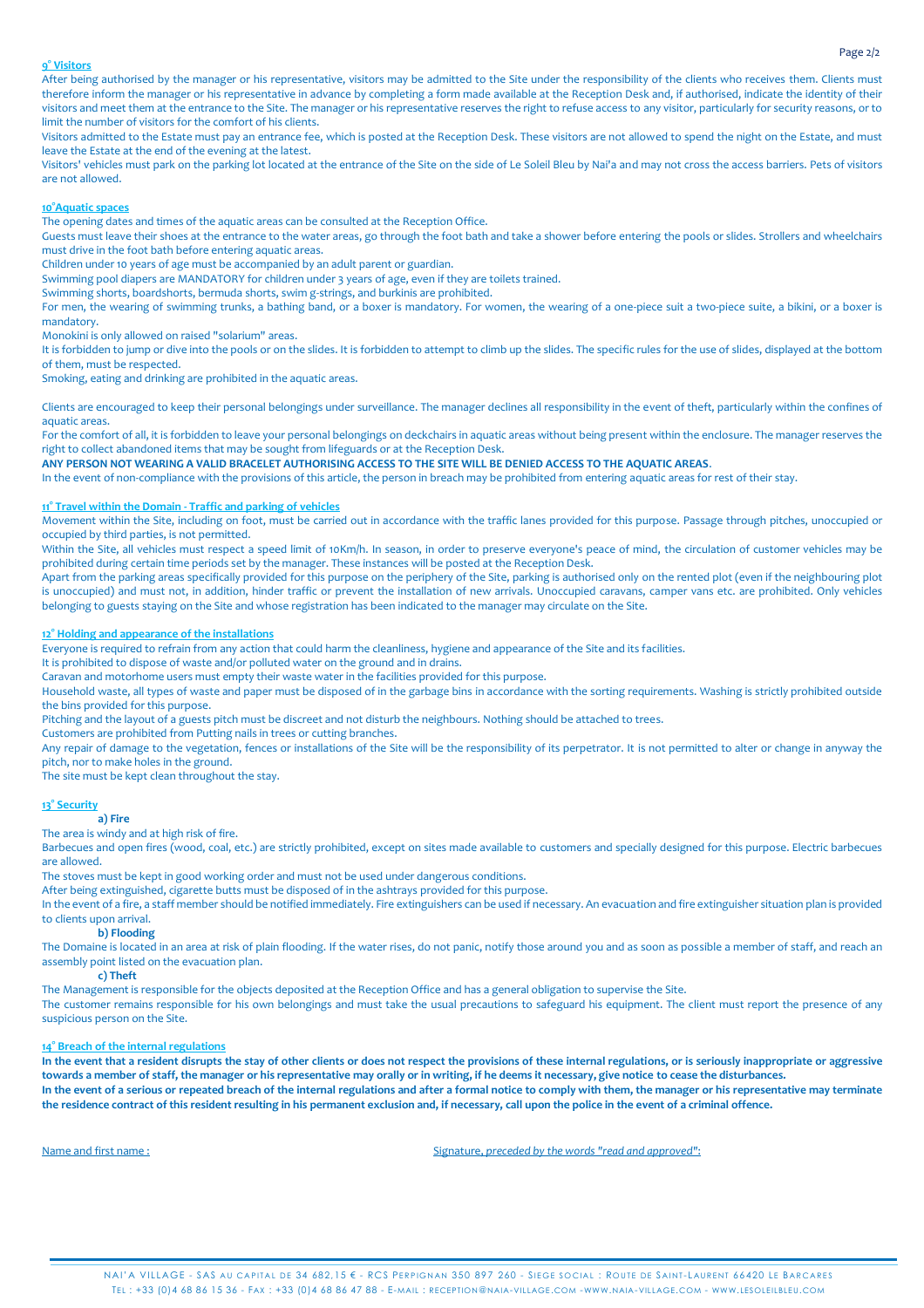**9° Visitors**

After being authorised by the manager or his representative, visitors may be admitted to the Site under the responsibility of the clients who receives them. Clients must therefore inform the manager or his representative in advance by completing a form made available at the Reception Desk and, if authorised, indicate the identity of their visitors and meet them at the entrance to the Site. The manager or his representative reserves the right to refuse access to any visitor, particularly for security reasons, or to limit the number of visitors for the comfort of his clients.

Visitors admitted to the Estate must pay an entrance fee, which is posted at the Reception Desk. These visitors are not allowed to spend the night on the Estate, and must leave the Estate at the end of the evening at the latest.

Visitors' vehicles must park on the parking lot located at the entrance of the Site on the side of Le Soleil Bleu by Nai'a and may not cross the access barriers. Pets of visitors are not allowed.

**10°Aquatic spaces**

The opening dates and times of the aquatic areas can be consulted at the Reception Office.

Guests must leave their shoes at the entrance to the water areas, go through the foot bath and take a shower before entering the pools or slides. Strollers and wheelchairs must drive in the foot bath before entering aquatic areas.

Children under 10 years of age must be accompanied by an adult parent or guardian.

Swimming pool diapers are MANDATORY for children under 3 years of age, even if they are toilets trained.

Swimming shorts, boardshorts, bermuda shorts, swim g-strings, and burkinis are prohibited.

For men, the wearing of swimming trunks, a bathing band, or a boxer is mandatory. For women, the wearing of a one-piece suit a two-piece suite, a bikini, or a boxer is mandatory.

Monokini is only allowed on raised "solarium" areas.

It is forbidden to jump or dive into the pools or on the slides. It is forbidden to attempt to climb up the slides. The specific rules for the use of slides, displayed at the bottom of them, must be respected.

Smoking, eating and drinking are prohibited in the aquatic areas.

Clients are encouraged to keep their personal belongings under surveillance. The manager declines all responsibility in the event of theft, particularly within the confines of aquatic areas.

For the comfort of all, it is forbidden to leave your personal belongings on deckchairs in aquatic areas without being present within the enclosure. The manager reserves the right to collect abandoned items that may be sought from lifeguards or at the Reception Desk.

**ANY PERSON NOT WEARING A VALID BRACELET AUTHORISING ACCESS TO THE SITE WILL BE DENIED ACCESS TO THE AQUATIC AREAS.**

In the event of non-compliance with the provisions of this article, the person in breach may be prohibited from entering aquatic areas for rest of their stay.

**11° Travel within the Domain - Traffic and parking of vehicles**

Movement within the Site, including on foot, must be carried out in accordance with the traffic lanes provided for this purpose. Passage through pitches, unoccupied or occupied by third parties, is not permitted.

Within the Site, all vehicles must respect a speed limit of 10Km/h. In season, in order to preserve everyone's peace of mind, the circulation of customer vehicles may be prohibited during certain time periods set by the manager. These instances will be posted at the Reception Desk.

Apart from the parking areas specifically provided for this purpose on the periphery of the Site, parking is authorised only on the rented plot (even if the neighbouring plot is unoccupied) and must not, in addition, hinder traffic or prevent the installation of new arrivals. Unoccupied caravans, camper vans etc. are prohibited. Only vehicles belonging to guests staying on the Site and whose registration has been indicated to the manager may circulate on the Site.

**12° Holding and appearance of the installations**

Everyone is required to refrain from any action that could harm the cleanliness, hygiene and appearance of the Site and its facilities.

It is prohibited to dispose of waste and/or polluted water on the ground and in drains.

Caravan and motorhome users must empty their waste water in the facilities provided for this purpose.

Household waste, all types of waste and paper must be disposed of in the garbage bins in accordance with the sorting requirements. Washing is strictly prohibited outside the bins provided for this purpose.

Pitching and the layout of a guests pitch must be discreet and not disturb the neighbours. Nothing should be attached to trees.

Customers are prohibited from Putting nails in trees or cutting branches.

Any repair of damage to the vegetation, fences or installations of the Site will be the responsibility of its perpetrator. It is not permitted to alter or change in anyway the pitch, nor to make holes in the ground.

The site must be kept clean throughout the stay.

**13° Security**

**a) Fire**

The area is windy and at high risk of fire.

Barbecues and open fires (wood, coal, etc.) are strictly prohibited, except on sites made available to customers and specially designed for this purpose. Electric barbecues are allowed.

The stoves must be kept in good working order and must not be used under dangerous conditions.

After being extinguished, cigarette butts must be disposed of in the ashtrays provided for this purpose.

In the event of a fire, a staff member should be notified immediately. Fire extinguishers can be used if necessary. An evacuation and fire extinguisher situation plan is provided to clients upon arrival.

**b) Flooding**

The Domaine is located in an area at risk of plain flooding. If the water rises, do not panic, notify those around you and as soon as possible a member of staff, and reach an assembly point listed on the evacuation plan.

**c) Theft**

The Management is responsible for the objects deposited at the Reception Office and has a general obligation to supervise the Site.

The customer remains responsible for his own belongings and must take the usual precautions to safeguard his equipment. The client must report the presence of any suspicious person on the Site.

**14° Breach of the internal regulations**

**In the event that a resident disrupts the stay of other clients or does not respect the provisions of these internal regulations, or is seriously inappropriate or aggressive towards a member of staff, the manager or his representative may orally or in writing, if he deems it necessary, give notice to cease the disturbances.**

**In the event of a serious or repeated breach of the internal regulations and after a formal notice to comply with them, the manager or his representative may terminate the residence contract of this resident resulting in his permanent exclusion and, if necessary, call upon the police in the event of a criminal offence.**

Name and first name :

Signature, *preceded by the words "read and approved"*:

NAI'A VILLAGE - SAS AU CAPITAL DE 34 682,15 € - RCS PERPIGNAN 350 897 260 - SIEGE SOCIAL : ROUTE DE SAINT-LAURENT 66420 LE BARCARES
TEL : +33 (0)4 68 86 15 36 - FAX : +33 (0)4 68 86 47 88 - E-MAIL : RECEPTION@NAIA-VILLAGE.COM -WWW.NAIA-VILLAGE.COM - WWW.LESOLEILBLEU.COM